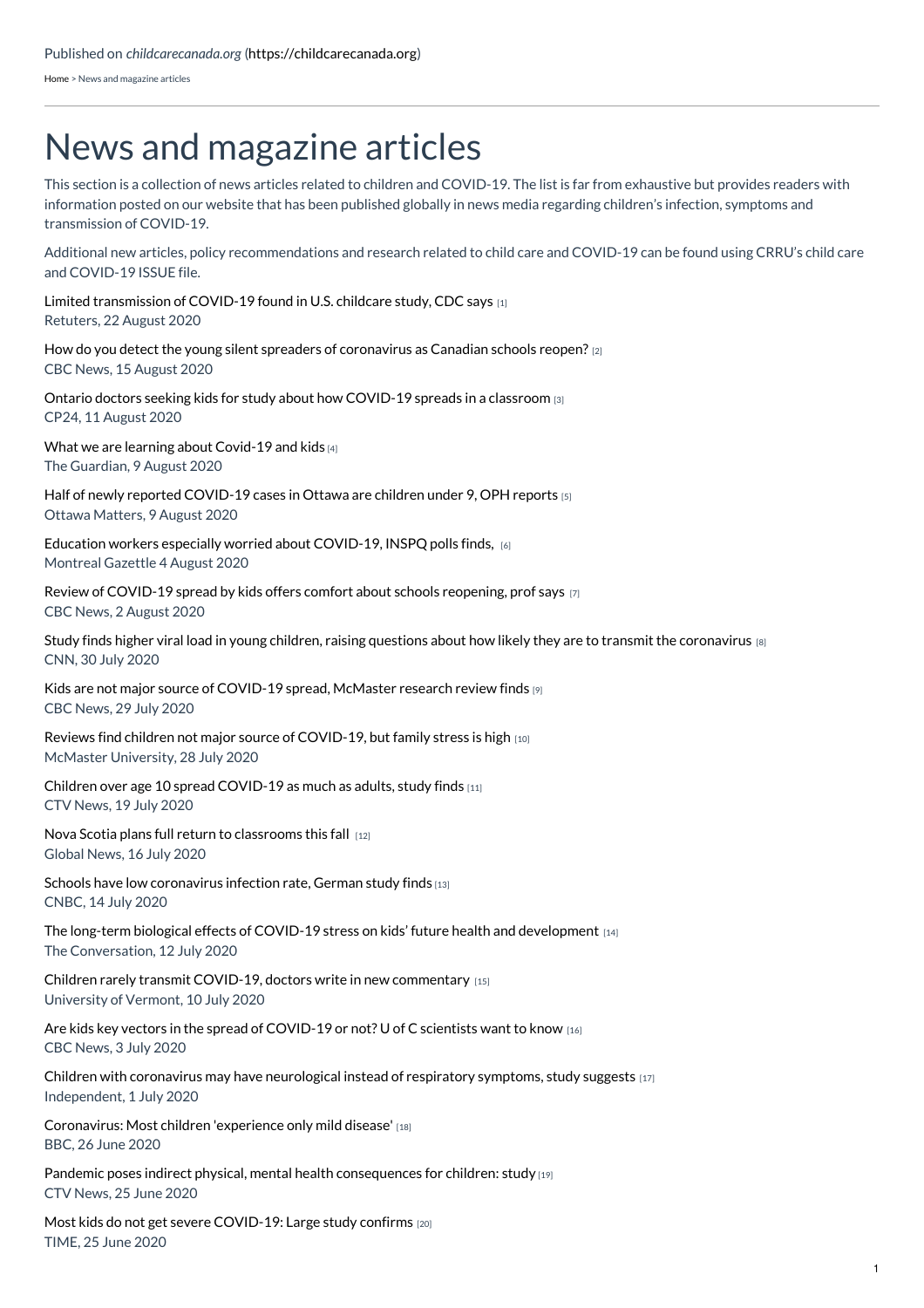Published on *childcarecanada.org* (https://childcarecanada.org)

Home > News and magazine articles

# News and magazine articles

This section is a collection of news articles related to children and COVID-19. The list is far from exhaustive but provides readers with information posted on our website that has been published globally in news media regarding children's infection, symptoms and transmission of COVID-19.

Additional new articles, policy recommendations and research related to child care and COVID-19 can be found using CRRU's child care and COVID-19 ISSUE file.

Limited transmission of COVID-19 found in U.S. childcare study, CDC says [1]
Retuters, 22 August 2020

How do you detect the young silent spreaders of coronavirus as Canadian schools reopen? [2]
CBC News, 15 August 2020

Ontario doctors seeking kids for study about how COVID-19 spreads in a classroom [3]
CP24, 11 August 2020

What we are learning about Covid-19 and kids [4]
The Guardian, 9 August 2020

Half of newly reported COVID-19 cases in Ottawa are children under 9, OPH reports [5]
Ottawa Matters, 9 August 2020

Education workers especially worried about COVID-19, INSPQ polls finds, [6]
Montreal Gazette 4 August 2020

Review of COVID-19 spread by kids offers comfort about schools reopening, prof says [7]
CBC News, 2 August 2020

Study finds higher viral load in young children, raising questions about how likely they are to transmit the coronavirus [8]
CNN, 30 July 2020

Kids are not major source of COVID-19 spread, McMaster research review finds [9]
CBC News, 29 July 2020

Reviews find children not major source of COVID-19, but family stress is high [10]
McMaster University, 28 July 2020

Children over age 10 spread COVID-19 as much as adults, study finds [11]
CTV News, 19 July 2020

Nova Scotia plans full return to classrooms this fall [12]
Global News, 16 July 2020

Schools have low coronavirus infection rate, German study finds [13]
CNBC, 14 July 2020

The long-term biological effects of COVID-19 stress on kids' future health and development [14]
The Conversation, 12 July 2020

Children rarely transmit COVID-19, doctors write in new commentary [15]
University of Vermont, 10 July 2020

Are kids key vectors in the spread of COVID-19 or not? U of C scientists want to know [16]
CBC News, 3 July 2020

Children with coronavirus may have neurological instead of respiratory symptoms, study suggests [17]
Independent, 1 July 2020

Coronavirus: Most children 'experience only mild disease' [18]
BBC, 26 June 2020

Pandemic poses indirect physical, mental health consequences for children: study [19]
CTV News, 25 June 2020

Most kids do not get severe COVID-19: Large study confirms [20]
TIME, 25 June 2020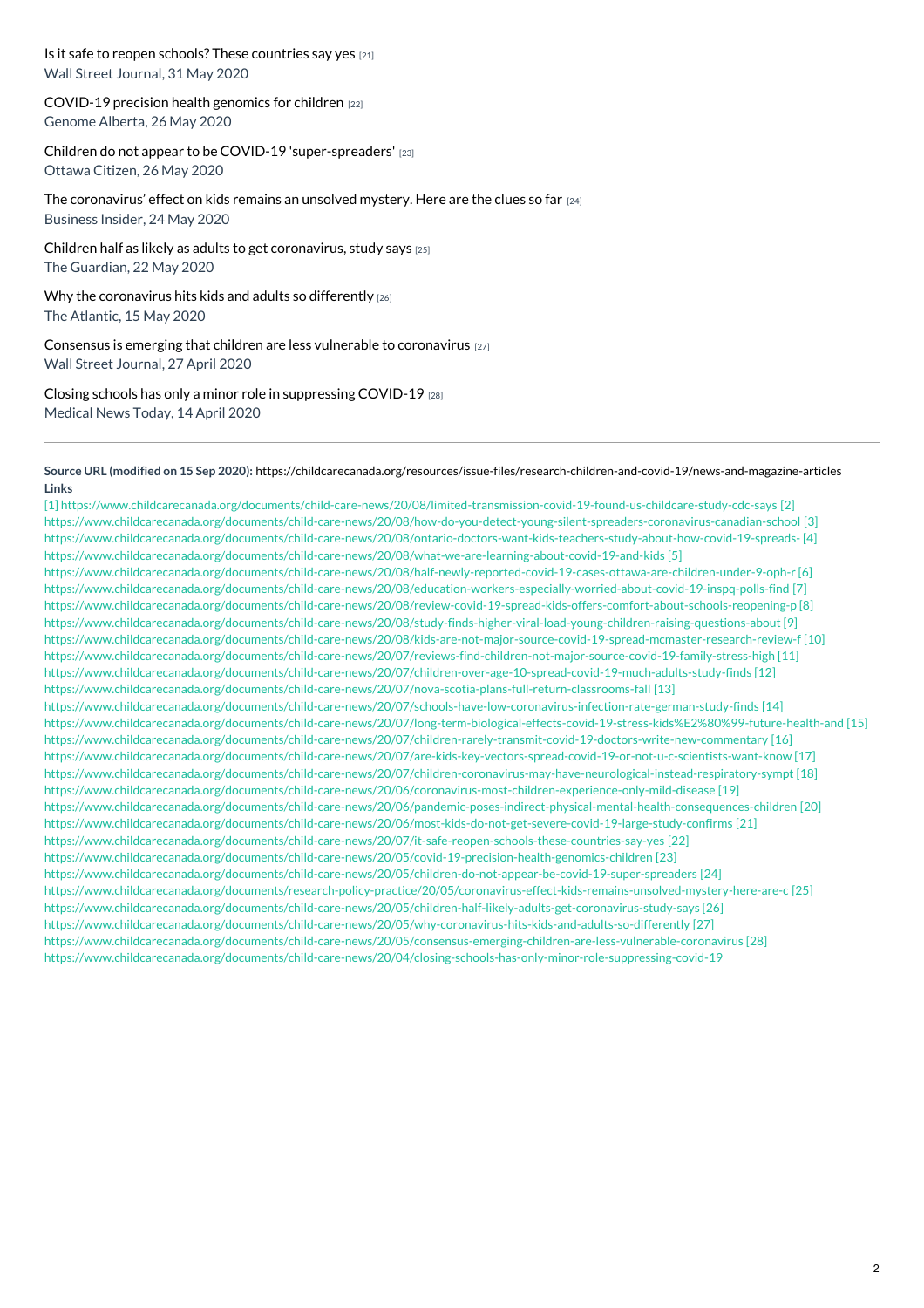Is it safe to reopen schools? These countries say yes [21]
Wall Street Journal, 31 May 2020

COVID-19 precision health genomics for children [22]
Genome Alberta, 26 May 2020

Children do not appear to be COVID-19 'super-spreaders' [23]
Ottawa Citizen, 26 May 2020

The coronavirus' effect on kids remains an unsolved mystery. Here are the clues so far [24]
Business Insider, 24 May 2020

Children half as likely as adults to get coronavirus, study says [25]
The Guardian, 22 May 2020

Why the coronavirus hits kids and adults so differently [26]
The Atlantic, 15 May 2020

Consensus is emerging that children are less vulnerable to coronavirus [27]
Wall Street Journal, 27 April 2020

Closing schools has only a minor role in suppressing COVID-19 [28]
Medical News Today, 14 April 2020

---

**Source URL (modified on 15 Sep 2020):** https://childcarecanada.org/resources/issue-files/research-children-and-covid-19/news-and-magazine-articles

**Links**

[1] https://www.childcarecanada.org/documents/child-care-news/20/08/limited-transmission-covid-19-found-us-childcare-study-cdc-says [2] https://www.childcarecanada.org/documents/child-care-news/20/08/how-do-you-detect-young-silent-spreaders-coronavirus-canadian-school [3] https://www.childcarecanada.org/documents/child-care-news/20/08/ontario-doctors-want-kids-teachers-study-about-how-covid-19-spreads- [4] https://www.childcarecanada.org/documents/child-care-news/20/08/what-we-are-learning-about-covid-19-and-kids [5] https://www.childcarecanada.org/documents/child-care-news/20/08/half-newly-reported-covid-19-cases-ottawa-are-children-under-9-oph-r [6] https://www.childcarecanada.org/documents/child-care-news/20/08/education-workers-especially-worried-about-covid-19-inspq-polls-find [7] https://www.childcarecanada.org/documents/child-care-news/20/08/review-covid-19-spread-kids-offers-comfort-about-schools-reopening-p [8] https://www.childcarecanada.org/documents/child-care-news/20/08/study-finds-higher-viral-load-young-children-raising-questions-about [9] https://www.childcarecanada.org/documents/child-care-news/20/08/kids-are-not-major-source-covid-19-spread-mcmaster-research-review-f [10] https://www.childcarecanada.org/documents/child-care-news/20/07/reviews-find-children-not-major-source-covid-19-family-stress-high [11] https://www.childcarecanada.org/documents/child-care-news/20/07/children-over-age-10-spread-covid-19-much-adults-study-finds [12] https://www.childcarecanada.org/documents/child-care-news/20/07/nova-scotia-plans-full-return-classrooms-fall [13] https://www.childcarecanada.org/documents/child-care-news/20/07/schools-have-low-coronavirus-infection-rate-german-study-finds [14] https://www.childcarecanada.org/documents/child-care-news/20/07/long-term-biological-effects-covid-19-stress-kids%E2%80%99-future-health-and [15] https://www.childcarecanada.org/documents/child-care-news/20/07/children-rarely-transmit-covid-19-doctors-write-new-commentary [16] https://www.childcarecanada.org/documents/child-care-news/20/07/are-kids-key-vectors-spread-covid-19-or-not-u-c-scientists-want-know [17] https://www.childcarecanada.org/documents/child-care-news/20/07/children-coronavirus-may-have-neurological-instead-respiratory-sympt [18] https://www.childcarecanada.org/documents/child-care-news/20/06/coronavirus-most-children-experience-only-mild-disease [19] https://www.childcarecanada.org/documents/child-care-news/20/06/pandemic-poses-indirect-physical-mental-health-consequences-children [20] https://www.childcarecanada.org/documents/child-care-news/20/06/most-kids-do-not-get-severe-covid-19-large-study-confirms [21] https://www.childcarecanada.org/documents/child-care-news/20/07/it-safe-reopen-schools-these-countries-say-yes [22] https://www.childcarecanada.org/documents/child-care-news/20/05/covid-19-precision-health-genomics-children [23] https://www.childcarecanada.org/documents/child-care-news/20/05/children-do-not-appear-be-covid-19-super-spreaders [24] https://www.childcarecanada.org/documents/research-policy-practice/20/05/coronavirus-effect-kids-remains-unsolved-mystery-here-are-c [25] https://www.childcarecanada.org/documents/child-care-news/20/05/children-half-likely-adults-get-coronavirus-study-says [26] https://www.childcarecanada.org/documents/child-care-news/20/05/why-coronavirus-hits-kids-and-adults-so-differently [27] https://www.childcarecanada.org/documents/child-care-news/20/05/consensus-emerging-children-are-less-vulnerable-coronavirus [28] https://www.childcarecanada.org/documents/child-care-news/20/04/closing-schools-has-only-minor-role-suppressing-covid-19